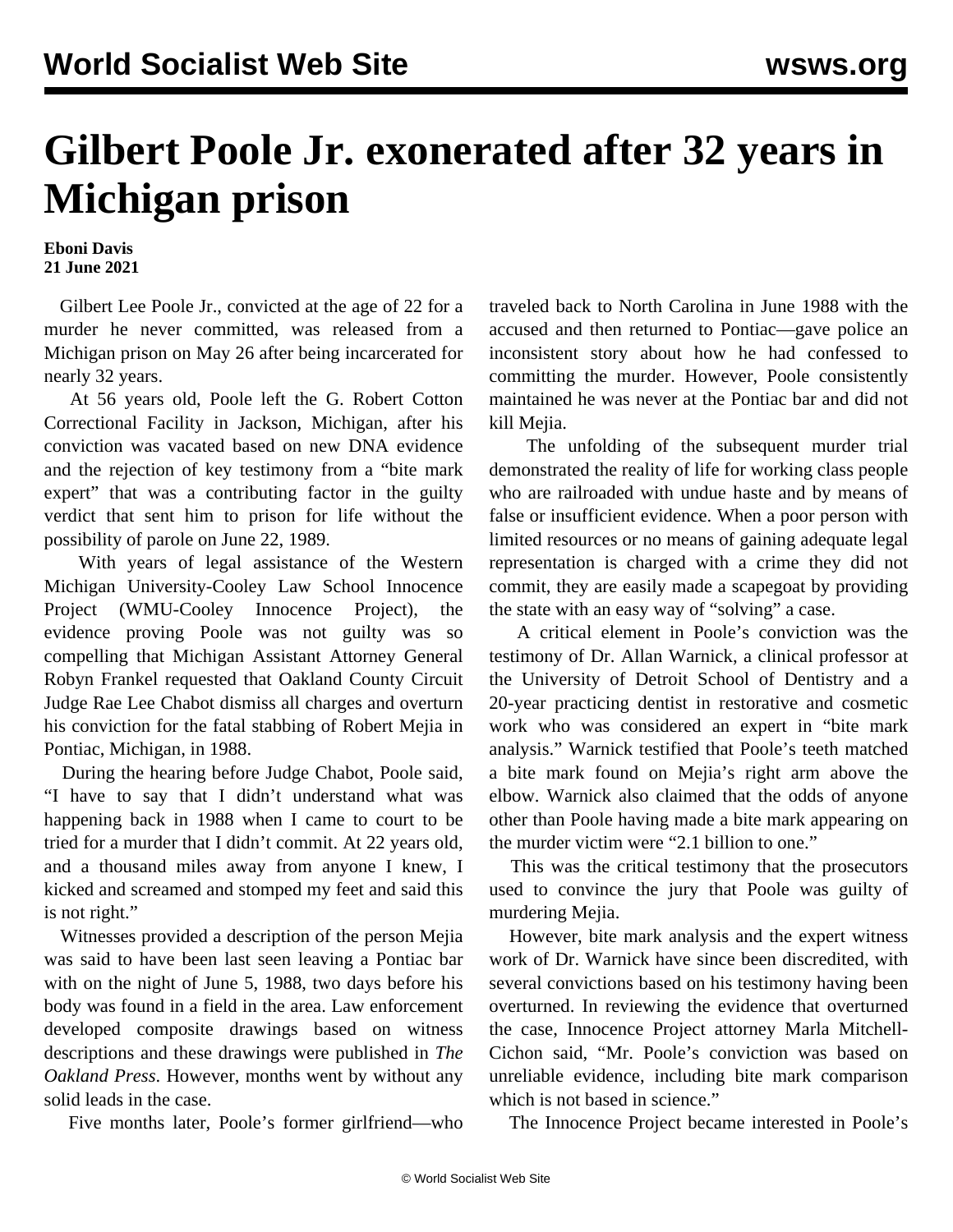# Gilbert Poole Jr. exonerated after 32 years in Michigan prison

**Eboni Davis**
**21 June 2021**

Gilbert Lee Poole Jr., convicted at the age of 22 for a murder he never committed, was released from a Michigan prison on May 26 after being incarcerated for nearly 32 years.

At 56 years old, Poole left the G. Robert Cotton Correctional Facility in Jackson, Michigan, after his conviction was vacated based on new DNA evidence and the rejection of key testimony from a "bite mark expert" that was a contributing factor in the guilty verdict that sent him to prison for life without the possibility of parole on June 22, 1989.

With years of legal assistance of the Western Michigan University-Cooley Law School Innocence Project (WMU-Cooley Innocence Project), the evidence proving Poole was not guilty was so compelling that Michigan Assistant Attorney General Robyn Frankel requested that Oakland County Circuit Judge Rae Lee Chabot dismiss all charges and overturn his conviction for the fatal stabbing of Robert Mejia in Pontiac, Michigan, in 1988.

During the hearing before Judge Chabot, Poole said, "I have to say that I didn't understand what was happening back in 1988 when I came to court to be tried for a murder that I didn't commit. At 22 years old, and a thousand miles away from anyone I knew, I kicked and screamed and stomped my feet and said this is not right."

Witnesses provided a description of the person Mejia was said to have been last seen leaving a Pontiac bar with on the night of June 5, 1988, two days before his body was found in a field in the area. Law enforcement developed composite drawings based on witness descriptions and these drawings were published in *The Oakland Press*. However, months went by without any solid leads in the case.

Five months later, Poole's former girlfriend—who traveled back to North Carolina in June 1988 with the accused and then returned to Pontiac—gave police an inconsistent story about how he had confessed to committing the murder. However, Poole consistently maintained he was never at the Pontiac bar and did not kill Mejia.

The unfolding of the subsequent murder trial demonstrated the reality of life for working class people who are railroaded with undue haste and by means of false or insufficient evidence. When a poor person with limited resources or no means of gaining adequate legal representation is charged with a crime they did not commit, they are easily made a scapegoat by providing the state with an easy way of "solving" a case.

A critical element in Poole's conviction was the testimony of Dr. Allan Warnick, a clinical professor at the University of Detroit School of Dentistry and a 20-year practicing dentist in restorative and cosmetic work who was considered an expert in "bite mark analysis." Warnick testified that Poole's teeth matched a bite mark found on Mejia's right arm above the elbow. Warnick also claimed that the odds of anyone other than Poole having made a bite mark appearing on the murder victim were "2.1 billion to one."

This was the critical testimony that the prosecutors used to convince the jury that Poole was guilty of murdering Mejia.

However, bite mark analysis and the expert witness work of Dr. Warnick have since been discredited, with several convictions based on his testimony having been overturned. In reviewing the evidence that overturned the case, Innocence Project attorney Marla Mitchell-Cichon said, "Mr. Poole's conviction was based on unreliable evidence, including bite mark comparison which is not based in science."

The Innocence Project became interested in Poole's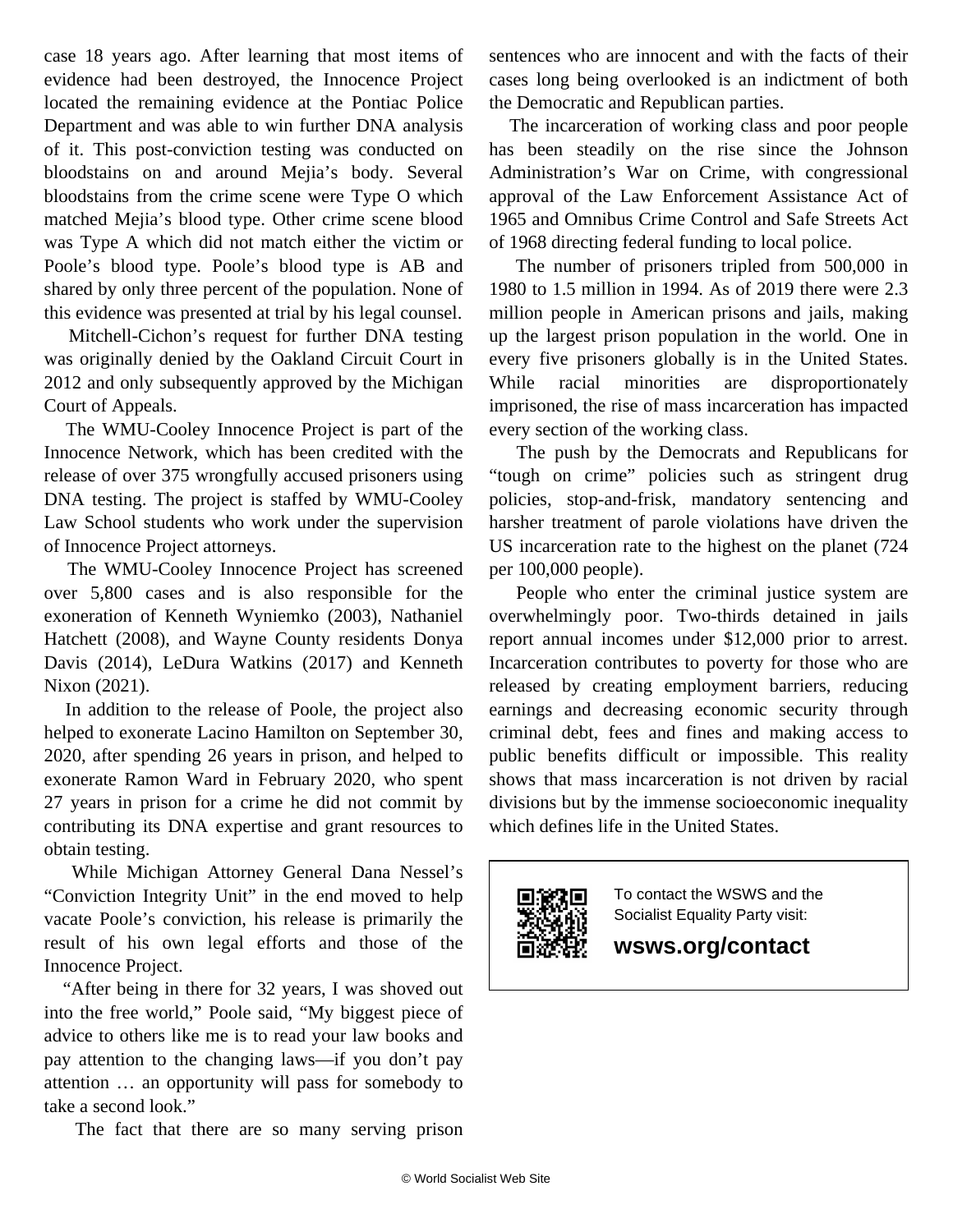case 18 years ago. After learning that most items of evidence had been destroyed, the Innocence Project located the remaining evidence at the Pontiac Police Department and was able to win further DNA analysis of it. This post-conviction testing was conducted on bloodstains on and around Mejia's body. Several bloodstains from the crime scene were Type O which matched Mejia's blood type. Other crime scene blood was Type A which did not match either the victim or Poole's blood type. Poole's blood type is AB and shared by only three percent of the population. None of this evidence was presented at trial by his legal counsel.

Mitchell-Cichon's request for further DNA testing was originally denied by the Oakland Circuit Court in 2012 and only subsequently approved by the Michigan Court of Appeals.

The WMU-Cooley Innocence Project is part of the Innocence Network, which has been credited with the release of over 375 wrongfully accused prisoners using DNA testing. The project is staffed by WMU-Cooley Law School students who work under the supervision of Innocence Project attorneys.

The WMU-Cooley Innocence Project has screened over 5,800 cases and is also responsible for the exoneration of Kenneth Wyniemko (2003), Nathaniel Hatchett (2008), and Wayne County residents Donya Davis (2014), LeDura Watkins (2017) and Kenneth Nixon (2021).

In addition to the release of Poole, the project also helped to exonerate Lacino Hamilton on September 30, 2020, after spending 26 years in prison, and helped to exonerate Ramon Ward in February 2020, who spent 27 years in prison for a crime he did not commit by contributing its DNA expertise and grant resources to obtain testing.

While Michigan Attorney General Dana Nessel's "Conviction Integrity Unit" in the end moved to help vacate Poole's conviction, his release is primarily the result of his own legal efforts and those of the Innocence Project.

"After being in there for 32 years, I was shoved out into the free world," Poole said, "My biggest piece of advice to others like me is to read your law books and pay attention to the changing laws—if you don't pay attention … an opportunity will pass for somebody to take a second look."

The fact that there are so many serving prison sentences who are innocent and with the facts of their cases long being overlooked is an indictment of both the Democratic and Republican parties.

The incarceration of working class and poor people has been steadily on the rise since the Johnson Administration's War on Crime, with congressional approval of the Law Enforcement Assistance Act of 1965 and Omnibus Crime Control and Safe Streets Act of 1968 directing federal funding to local police.

The number of prisoners tripled from 500,000 in 1980 to 1.5 million in 1994. As of 2019 there were 2.3 million people in American prisons and jails, making up the largest prison population in the world. One in every five prisoners globally is in the United States. While racial minorities are disproportionately imprisoned, the rise of mass incarceration has impacted every section of the working class.

The push by the Democrats and Republicans for "tough on crime" policies such as stringent drug policies, stop-and-frisk, mandatory sentencing and harsher treatment of parole violations have driven the US incarceration rate to the highest on the planet (724 per 100,000 people).

People who enter the criminal justice system are overwhelmingly poor. Two-thirds detained in jails report annual incomes under $12,000 prior to arrest. Incarceration contributes to poverty for those who are released by creating employment barriers, reducing earnings and decreasing economic security through criminal debt, fees and fines and making access to public benefits difficult or impossible. This reality shows that mass incarceration is not driven by racial divisions but by the immense socioeconomic inequality which defines life in the United States.

To contact the WSWS and the Socialist Equality Party visit:

**wsws.org/contact**